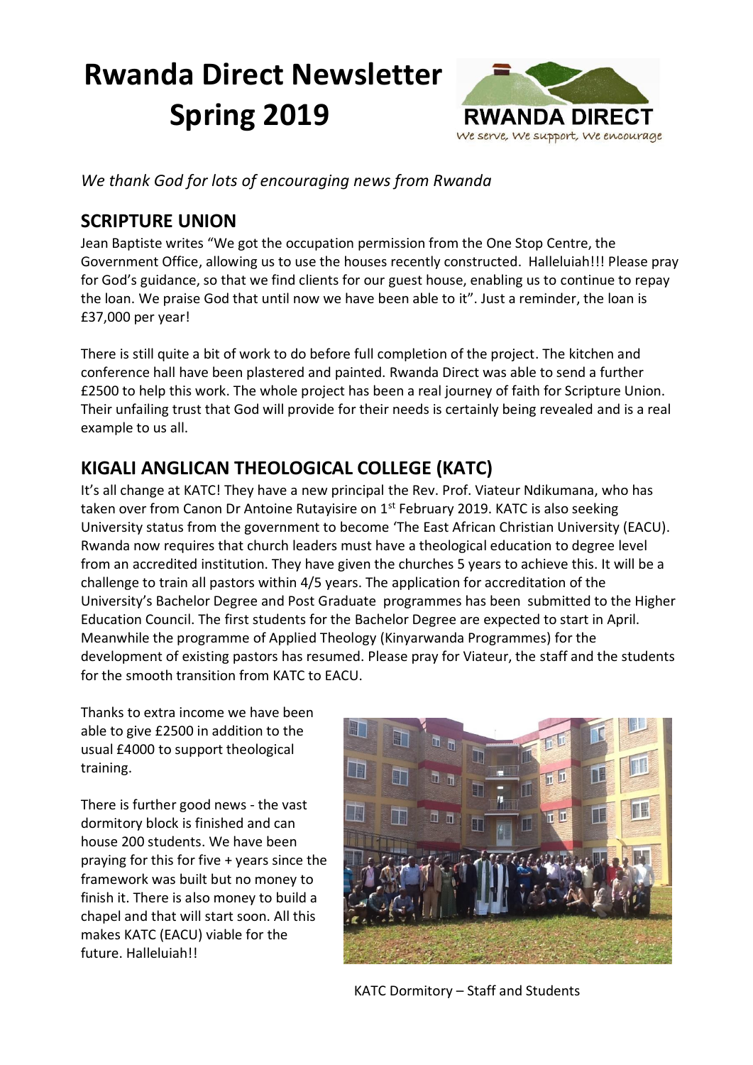# Rwanda Direct Newsletter Spring 2019

RWANDA DIRECT

We serve, We support, We encourage

*We thank God for lots of encouraging news from Rwanda*

## SCRIPTURE UNION

Jean Baptiste writes "We got the occupation permission from the One Stop Centre, the Government Office, allowing us to use the houses recently constructed. Halleluiah!!! Please pray for God's guidance, so that we find clients for our guest house, enabling us to continue to repay the loan. We praise God that until now we have been able to it". Just a reminder, the loan is £37,000 per year!

There is still quite a bit of work to do before full completion of the project. The kitchen and conference hall have been plastered and painted. Rwanda Direct was able to send a further £2500 to help this work. The whole project has been a real journey of faith for Scripture Union. Their unfailing trust that God will provide for their needs is certainly being revealed and is a real example to us all.

## KIGALI ANGLICAN THEOLOGICAL COLLEGE (KATC)

It's all change at KATC! They have a new principal the Rev. Prof. Viateur Ndikumana, who has taken over from Canon Dr Antoine Rutayisire on 1st February 2019. KATC is also seeking University status from the government to become 'The East African Christian University (EACU). Rwanda now requires that church leaders must have a theological education to degree level from an accredited institution. They have given the churches 5 years to achieve this. It will be a challenge to train all pastors within 4/5 years. The application for accreditation of the University's Bachelor Degree and Post Graduate programmes has been submitted to the Higher Education Council. The first students for the Bachelor Degree are expected to start in April. Meanwhile the programme of Applied Theology (Kinyarwanda Programmes) for the development of existing pastors has resumed. Please pray for Viateur, the staff and the students for the smooth transition from KATC to EACU.

Thanks to extra income we have been able to give £2500 in addition to the usual £4000 to support theological training.

There is further good news - the vast dormitory block is finished and can house 200 students. We have been praying for this for five + years since the framework was built but no money to finish it. There is also money to build a chapel and that will start soon. All this makes KATC (EACU) viable for the future. Halleluiah!!

KATC Dormitory – Staff and Students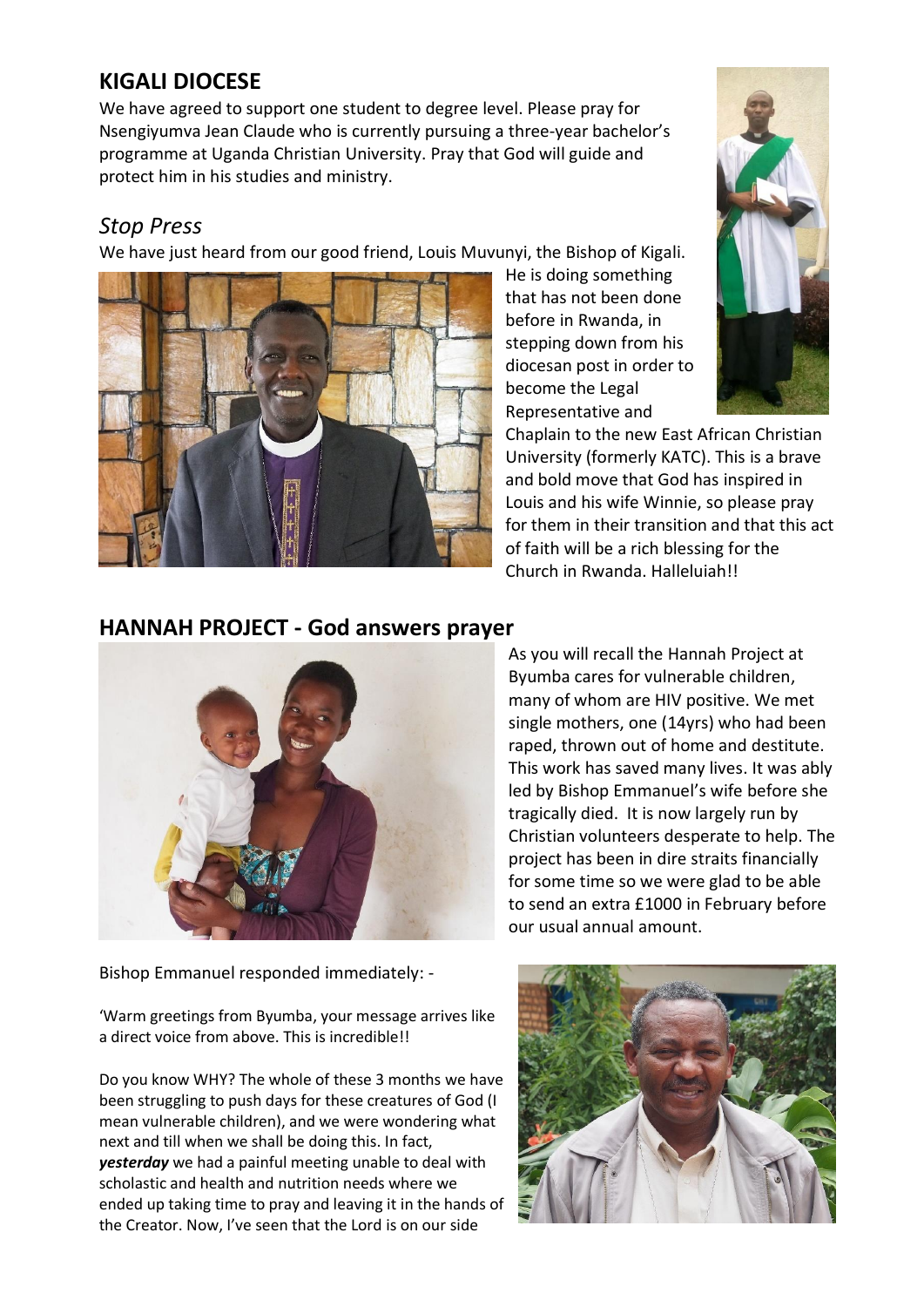## KIGALI DIOCESE

We have agreed to support one student to degree level. Please pray for Nsengiyumva Jean Claude who is currently pursuing a three-year bachelor's programme at Uganda Christian University. Pray that God will guide and protect him in his studies and ministry.

### *Stop Press*

We have just heard from our good friend, Louis Muvunyi, the Bishop of Kigali. He is doing something that has not been done before in Rwanda, in stepping down from his diocesan post in order to become the Legal Representative and Chaplain to the new East African Christian University (formerly KATC). This is a brave and bold move that God has inspired in Louis and his wife Winnie, so please pray for them in their transition and that this act of faith will be a rich blessing for the Church in Rwanda. Halleluiah!!

## HANNAH PROJECT - God answers prayer

As you will recall the Hannah Project at Byumba cares for vulnerable children, many of whom are HIV positive. We met single mothers, one (14yrs) who had been raped, thrown out of home and destitute. This work has saved many lives. It was ably led by Bishop Emmanuel's wife before she tragically died. It is now largely run by Christian volunteers desperate to help. The project has been in dire straits financially for some time so we were glad to be able to send an extra £1000 in February before our usual annual amount.

Bishop Emmanuel responded immediately: -

'Warm greetings from Byumba, your message arrives like a direct voice from above. This is incredible!!

Do you know WHY? The whole of these 3 months we have been struggling to push days for these creatures of God (I mean vulnerable children), and we were wondering what next and till when we shall be doing this. In fact, ***yesterday*** we had a painful meeting unable to deal with scholastic and health and nutrition needs where we ended up taking time to pray and leaving it in the hands of the Creator. Now, I've seen that the Lord is on our side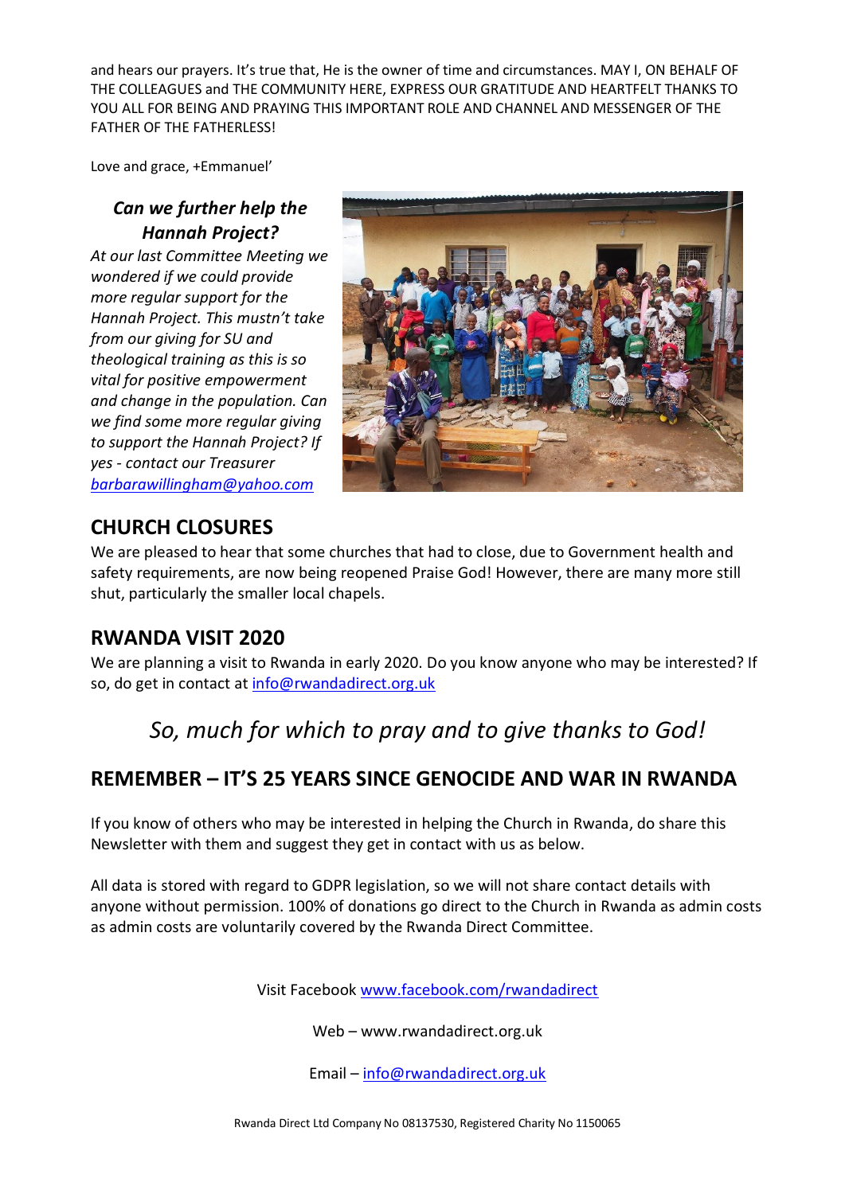and hears our prayers. It's true that, He is the owner of time and circumstances. MAY I, ON BEHALF OF THE COLLEAGUES and THE COMMUNITY HERE, EXPRESS OUR GRATITUDE AND HEARTFELT THANKS TO YOU ALL FOR BEING AND PRAYING THIS IMPORTANT ROLE AND CHANNEL AND MESSENGER OF THE FATHER OF THE FATHERLESS!

Love and grace, +Emmanuel'

### *Can we further help the Hannah Project?*

*At our last Committee Meeting we wondered if we could provide more regular support for the Hannah Project. This mustn't take from our giving for SU and theological training as this is so vital for positive empowerment and change in the population. Can we find some more regular giving to support the Hannah Project? If yes - contact our Treasurer [barbarawillingham@yahoo.com](mailto:barbarawillingham@yahoo.com)*

## CHURCH CLOSURES

We are pleased to hear that some churches that had to close, due to Government health and safety requirements, are now being reopened Praise God! However, there are many more still shut, particularly the smaller local chapels.

## RWANDA VISIT 2020

We are planning a visit to Rwanda in early 2020. Do you know anyone who may be interested? If so, do get in contact at [info@rwandadirect.org.uk](mailto:info@rwandadirect.org.uk)

*So, much for which to pray and to give thanks to God!*

## REMEMBER – IT'S 25 YEARS SINCE GENOCIDE AND WAR IN RWANDA

If you know of others who may be interested in helping the Church in Rwanda, do share this Newsletter with them and suggest they get in contact with us as below.

All data is stored with regard to GDPR legislation, so we will not share contact details with anyone without permission. 100% of donations go direct to the Church in Rwanda as admin costs as admin costs are voluntarily covered by the Rwanda Direct Committee.

Visit Facebook [www.facebook.com/rwandadirect](http://www.facebook.com/rwandadirect)

Web – www.rwandadirect.org.uk

Email – [info@rwandadirect.org.uk](mailto:info@rwandadirect.org.uk)

Rwanda Direct Ltd Company No 08137530, Registered Charity No 1150065